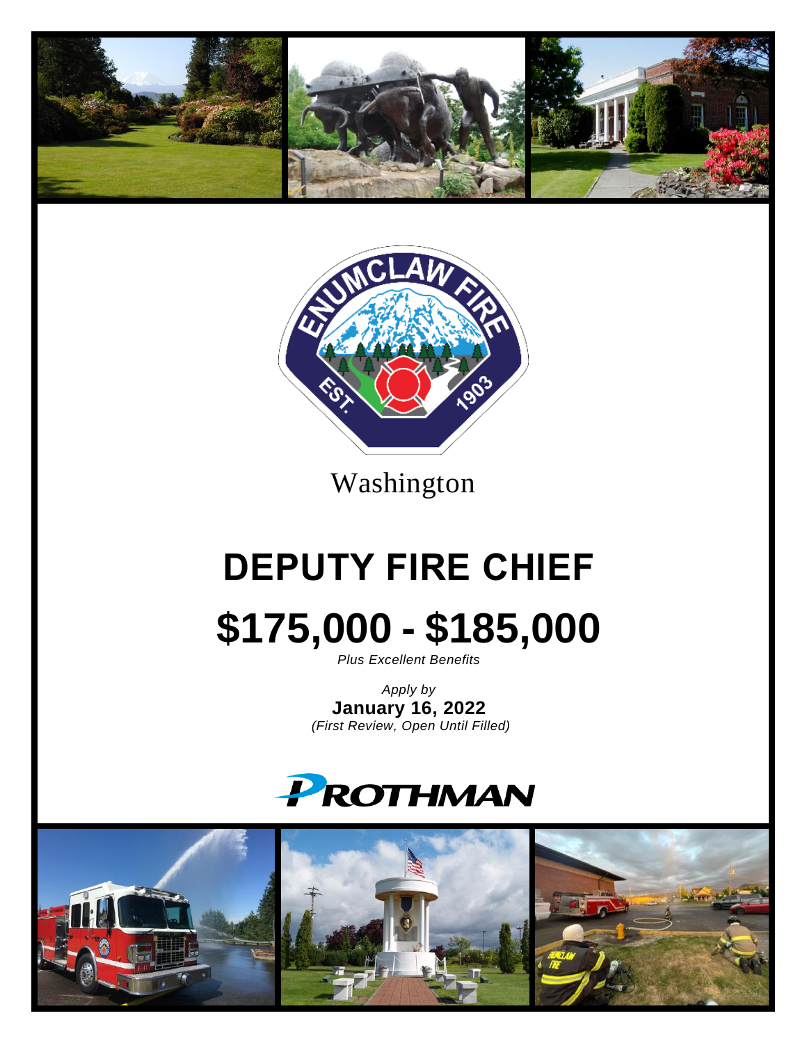Washington

# DEPUTY FIRE CHIEF

# $175,000 - $185,000

*Plus Excellent Benefits*

*Apply by*

**January 16, 2022**

*(First Review, Open Until Filled)*

PROTHMAN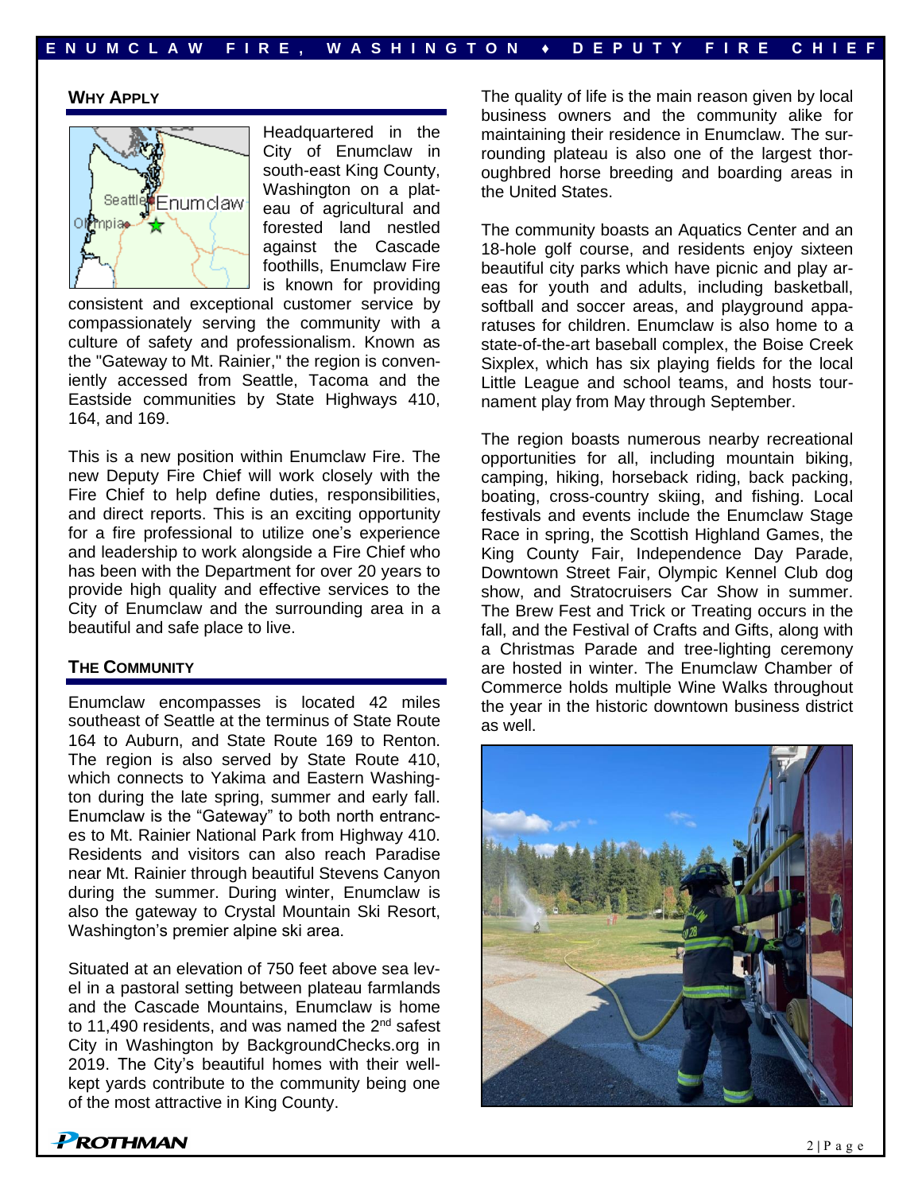## WHY APPLY

Headquartered in the City of Enumclaw in south-east King County, Washington on a plateau of agricultural and forested land nestled against the Cascade foothills, Enumclaw Fire is known for providing consistent and exceptional customer service by compassionately serving the community with a culture of safety and professionalism. Known as the "Gateway to Mt. Rainier," the region is conveniently accessed from Seattle, Tacoma and the Eastside communities by State Highways 410, 164, and 169.

This is a new position within Enumclaw Fire. The new Deputy Fire Chief will work closely with the Fire Chief to help define duties, responsibilities, and direct reports. This is an exciting opportunity for a fire professional to utilize one's experience and leadership to work alongside a Fire Chief who has been with the Department for over 20 years to provide high quality and effective services to the City of Enumclaw and the surrounding area in a beautiful and safe place to live.

## THE COMMUNITY

Enumclaw encompasses is located 42 miles southeast of Seattle at the terminus of State Route 164 to Auburn, and State Route 169 to Renton. The region is also served by State Route 410, which connects to Yakima and Eastern Washington during the late spring, summer and early fall. Enumclaw is the "Gateway" to both north entrances to Mt. Rainier National Park from Highway 410. Residents and visitors can also reach Paradise near Mt. Rainier through beautiful Stevens Canyon during the summer. During winter, Enumclaw is also the gateway to Crystal Mountain Ski Resort, Washington's premier alpine ski area.

Situated at an elevation of 750 feet above sea level in a pastoral setting between plateau farmlands and the Cascade Mountains, Enumclaw is home to 11,490 residents, and was named the 2nd safest City in Washington by BackgroundChecks.org in 2019. The City's beautiful homes with their well-kept yards contribute to the community being one of the most attractive in King County.

The quality of life is the main reason given by local business owners and the community alike for maintaining their residence in Enumclaw. The surrounding plateau is also one of the largest thoroughbred horse breeding and boarding areas in the United States.

The community boasts an Aquatics Center and an 18-hole golf course, and residents enjoy sixteen beautiful city parks which have picnic and play areas for youth and adults, including basketball, softball and soccer areas, and playground apparatuses for children. Enumclaw is also home to a state-of-the-art baseball complex, the Boise Creek Sixplex, which has six playing fields for the local Little League and school teams, and hosts tournament play from May through September.

The region boasts numerous nearby recreational opportunities for all, including mountain biking, camping, hiking, horseback riding, back packing, boating, cross-country skiing, and fishing. Local festivals and events include the Enumclaw Stage Race in spring, the Scottish Highland Games, the King County Fair, Independence Day Parade, Downtown Street Fair, Olympic Kennel Club dog show, and Stratocruisers Car Show in summer. The Brew Fest and Trick or Treating occurs in the fall, and the Festival of Crafts and Gifts, along with a Christmas Parade and tree-lighting ceremony are hosted in winter. The Enumclaw Chamber of Commerce holds multiple Wine Walks throughout the year in the historic downtown business district as well.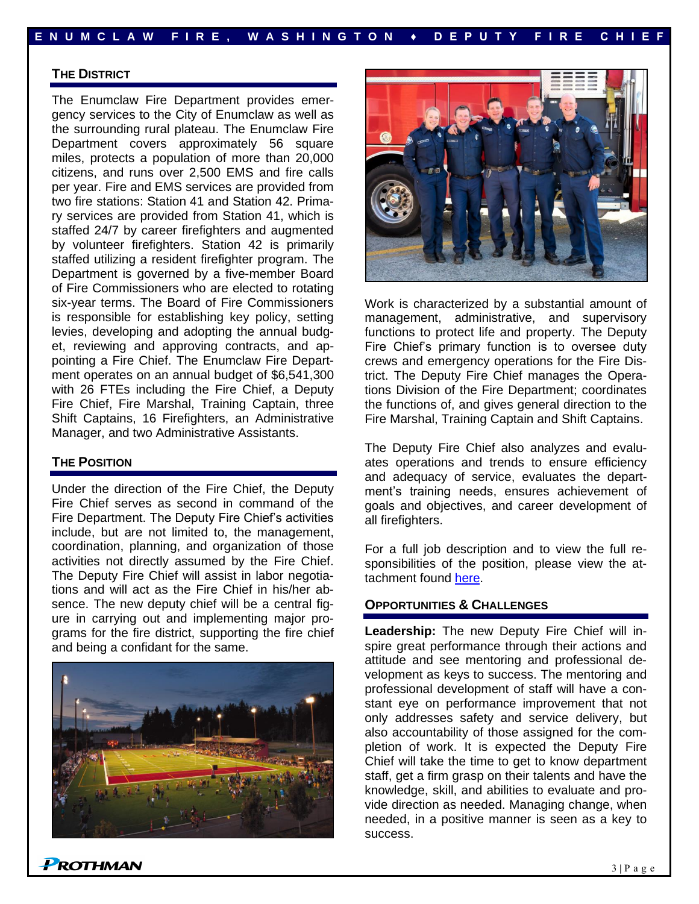## THE DISTRICT

The Enumclaw Fire Department provides emergency services to the City of Enumclaw as well as the surrounding rural plateau. The Enumclaw Fire Department covers approximately 56 square miles, protects a population of more than 20,000 citizens, and runs over 2,500 EMS and fire calls per year. Fire and EMS services are provided from two fire stations: Station 41 and Station 42. Primary services are provided from Station 41, which is staffed 24/7 by career firefighters and augmented by volunteer firefighters. Station 42 is primarily staffed utilizing a resident firefighter program. The Department is governed by a five-member Board of Fire Commissioners who are elected to rotating six-year terms. The Board of Fire Commissioners is responsible for establishing key policy, setting levies, developing and adopting the annual budget, reviewing and approving contracts, and appointing a Fire Chief. The Enumclaw Fire Department operates on an annual budget of $6,541,300 with 26 FTEs including the Fire Chief, a Deputy Fire Chief, Fire Marshal, Training Captain, three Shift Captains, 16 Firefighters, an Administrative Manager, and two Administrative Assistants.

## THE POSITION

Under the direction of the Fire Chief, the Deputy Fire Chief serves as second in command of the Fire Department. The Deputy Fire Chief's activities include, but are not limited to, the management, coordination, planning, and organization of those activities not directly assumed by the Fire Chief. The Deputy Fire Chief will assist in labor negotiations and will act as the Fire Chief in his/her absence. The new deputy chief will be a central figure in carrying out and implementing major programs for the fire district, supporting the fire chief and being a confidant for the same.

Work is characterized by a substantial amount of management, administrative, and supervisory functions to protect life and property. The Deputy Fire Chief's primary function is to oversee duty crews and emergency operations for the Fire District. The Deputy Fire Chief manages the Operations Division of the Fire Department; coordinates the functions of, and gives general direction to the Fire Marshal, Training Captain and Shift Captains.

The Deputy Fire Chief also analyzes and evaluates operations and trends to ensure efficiency and adequacy of service, evaluates the department's training needs, ensures achievement of goals and objectives, and career development of all firefighters.

For a full job description and to view the full responsibilities of the position, please view the attachment found here.

## OPPORTUNITIES & CHALLENGES

**Leadership:** The new Deputy Fire Chief will inspire great performance through their actions and attitude and see mentoring and professional development as keys to success. The mentoring and professional development of staff will have a constant eye on performance improvement that not only addresses safety and service delivery, but also accountability of those assigned for the completion of work. It is expected the Deputy Fire Chief will take the time to get to know department staff, get a firm grasp on their talents and have the knowledge, skill, and abilities to evaluate and provide direction as needed. Managing change, when needed, in a positive manner is seen as a key to success.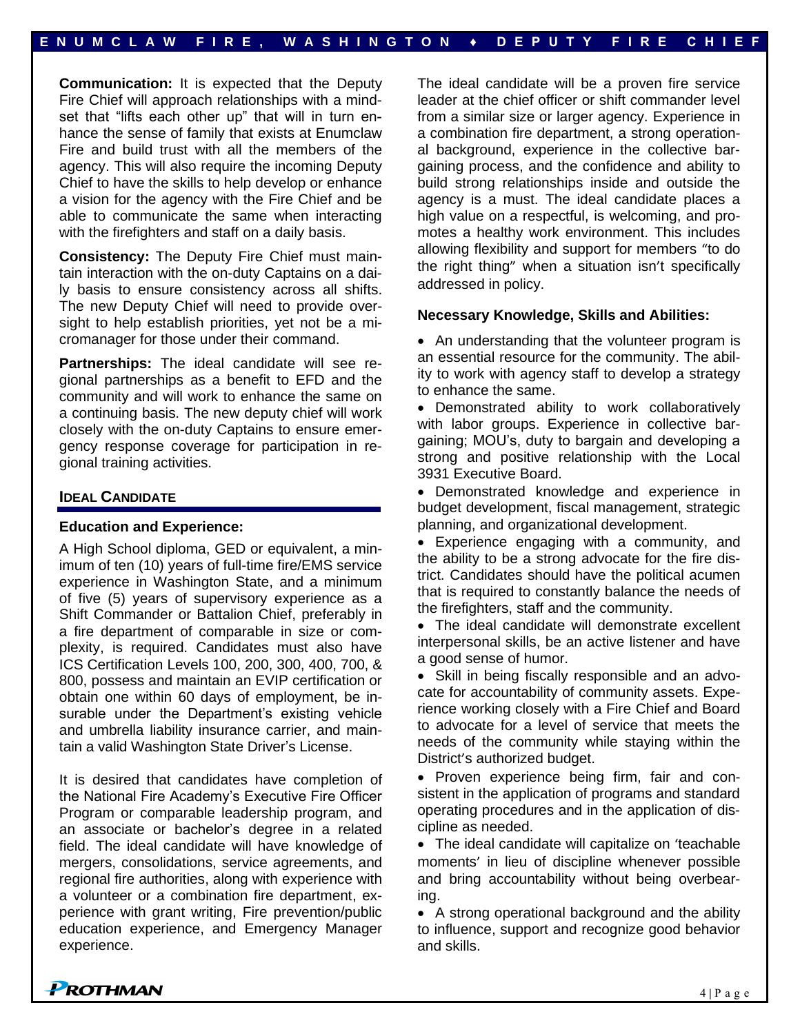**Communication:** It is expected that the Deputy Fire Chief will approach relationships with a mindset that "lifts each other up" that will in turn enhance the sense of family that exists at Enumclaw Fire and build trust with all the members of the agency. This will also require the incoming Deputy Chief to have the skills to help develop or enhance a vision for the agency with the Fire Chief and be able to communicate the same when interacting with the firefighters and staff on a daily basis.

**Consistency:** The Deputy Fire Chief must maintain interaction with the on-duty Captains on a daily basis to ensure consistency across all shifts. The new Deputy Chief will need to provide oversight to help establish priorities, yet not be a micromanager for those under their command.

**Partnerships:** The ideal candidate will see regional partnerships as a benefit to EFD and the community and will work to enhance the same on a continuing basis. The new deputy chief will work closely with the on-duty Captains to ensure emergency response coverage for participation in regional training activities.

## Ideal Candidate

### Education and Experience:

A High School diploma, GED or equivalent, a minimum of ten (10) years of full-time fire/EMS service experience in Washington State, and a minimum of five (5) years of supervisory experience as a Shift Commander or Battalion Chief, preferably in a fire department of comparable in size or complexity, is required. Candidates must also have ICS Certification Levels 100, 200, 300, 400, 700, & 800, possess and maintain an EVIP certification or obtain one within 60 days of employment, be insurable under the Department's existing vehicle and umbrella liability insurance carrier, and maintain a valid Washington State Driver's License.

It is desired that candidates have completion of the National Fire Academy's Executive Fire Officer Program or comparable leadership program, and an associate or bachelor's degree in a related field. The ideal candidate will have knowledge of mergers, consolidations, service agreements, and regional fire authorities, along with experience with a volunteer or a combination fire department, experience with grant writing, Fire prevention/public education experience, and Emergency Manager experience.

The ideal candidate will be a proven fire service leader at the chief officer or shift commander level from a similar size or larger agency. Experience in a combination fire department, a strong operational background, experience in the collective bargaining process, and the confidence and ability to build strong relationships inside and outside the agency is a must. The ideal candidate places a high value on a respectful, is welcoming, and promotes a healthy work environment. This includes allowing flexibility and support for members "to do the right thing" when a situation isn't specifically addressed in policy.

### Necessary Knowledge, Skills and Abilities:

- An understanding that the volunteer program is an essential resource for the community. The ability to work with agency staff to develop a strategy to enhance the same.
- Demonstrated ability to work collaboratively with labor groups. Experience in collective bargaining; MOU's, duty to bargain and developing a strong and positive relationship with the Local 3931 Executive Board.
- Demonstrated knowledge and experience in budget development, fiscal management, strategic planning, and organizational development.
- Experience engaging with a community, and the ability to be a strong advocate for the fire district. Candidates should have the political acumen that is required to constantly balance the needs of the firefighters, staff and the community.
- The ideal candidate will demonstrate excellent interpersonal skills, be an active listener and have a good sense of humor.
- Skill in being fiscally responsible and an advocate for accountability of community assets. Experience working closely with a Fire Chief and Board to advocate for a level of service that meets the needs of the community while staying within the District's authorized budget.
- Proven experience being firm, fair and consistent in the application of programs and standard operating procedures and in the application of discipline as needed.
- The ideal candidate will capitalize on 'teachable moments' in lieu of discipline whenever possible and bring accountability without being overbearing.
- A strong operational background and the ability to influence, support and recognize good behavior and skills.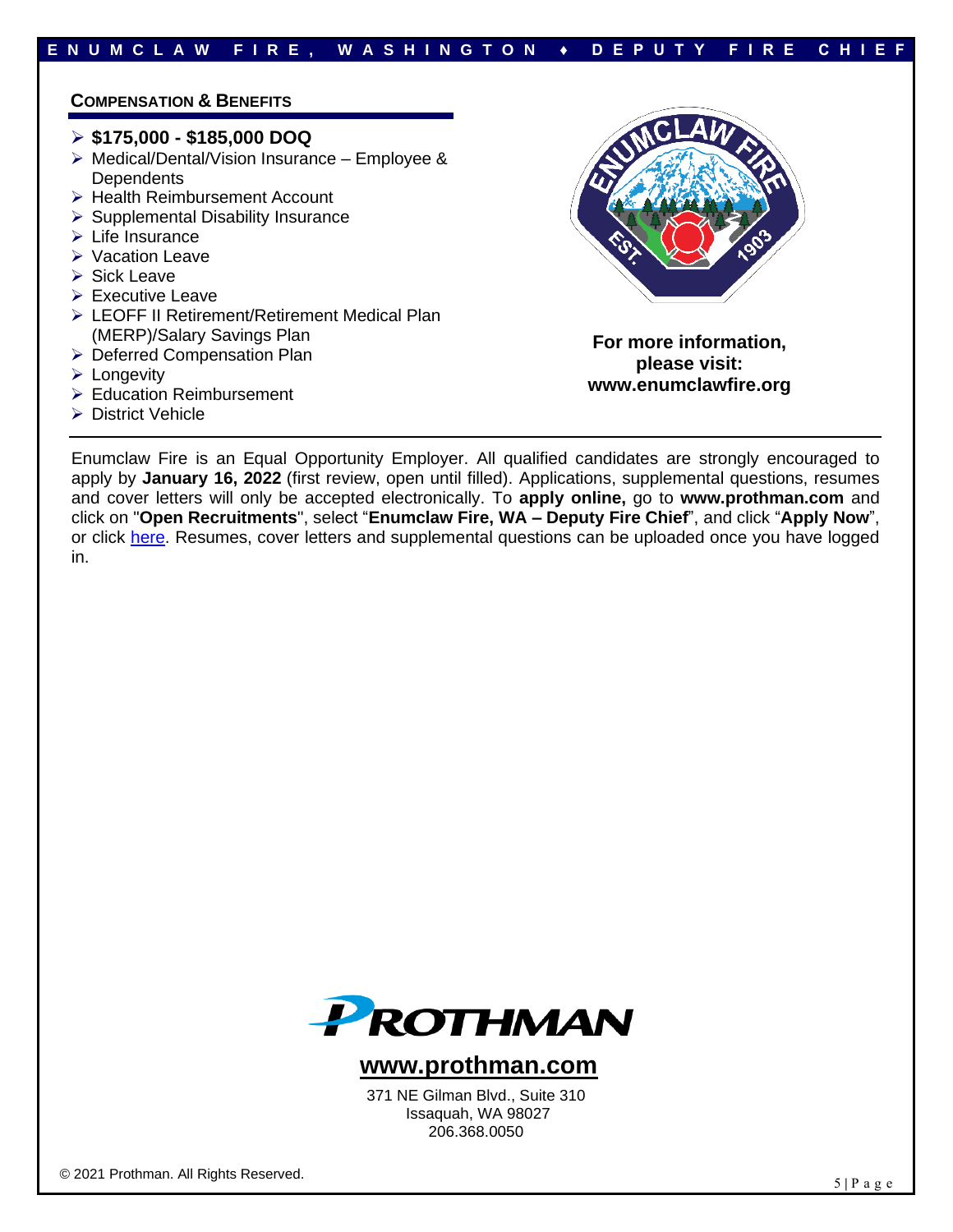## Compensation & Benefits

- **$175,000 - $185,000 DOQ**
- Medical/Dental/Vision Insurance – Employee & Dependents
- Health Reimbursement Account
- Supplemental Disability Insurance
- Life Insurance
- Vacation Leave
- Sick Leave
- Executive Leave
- LEOFF II Retirement/Retirement Medical Plan (MERP)/Salary Savings Plan
- Deferred Compensation Plan
- Longevity
- Education Reimbursement
- District Vehicle

**For more information, please visit: www.enumclawfire.org**

Enumclaw Fire is an Equal Opportunity Employer. All qualified candidates are strongly encouraged to apply by **January 16, 2022** (first review, open until filled). Applications, supplemental questions, resumes and cover letters will only be accepted electronically. To **apply online,** go to **www.prothman.com** and click on "**Open Recruitments**", select "**Enumclaw Fire, WA – Deputy Fire Chief**", and click "**Apply Now**", or click here. Resumes, cover letters and supplemental questions can be uploaded once you have logged in.

PROTHMAN

**www.prothman.com**

371 NE Gilman Blvd., Suite 310
Issaquah, WA 98027
206.368.0050

© 2021 Prothman. All Rights Reserved.